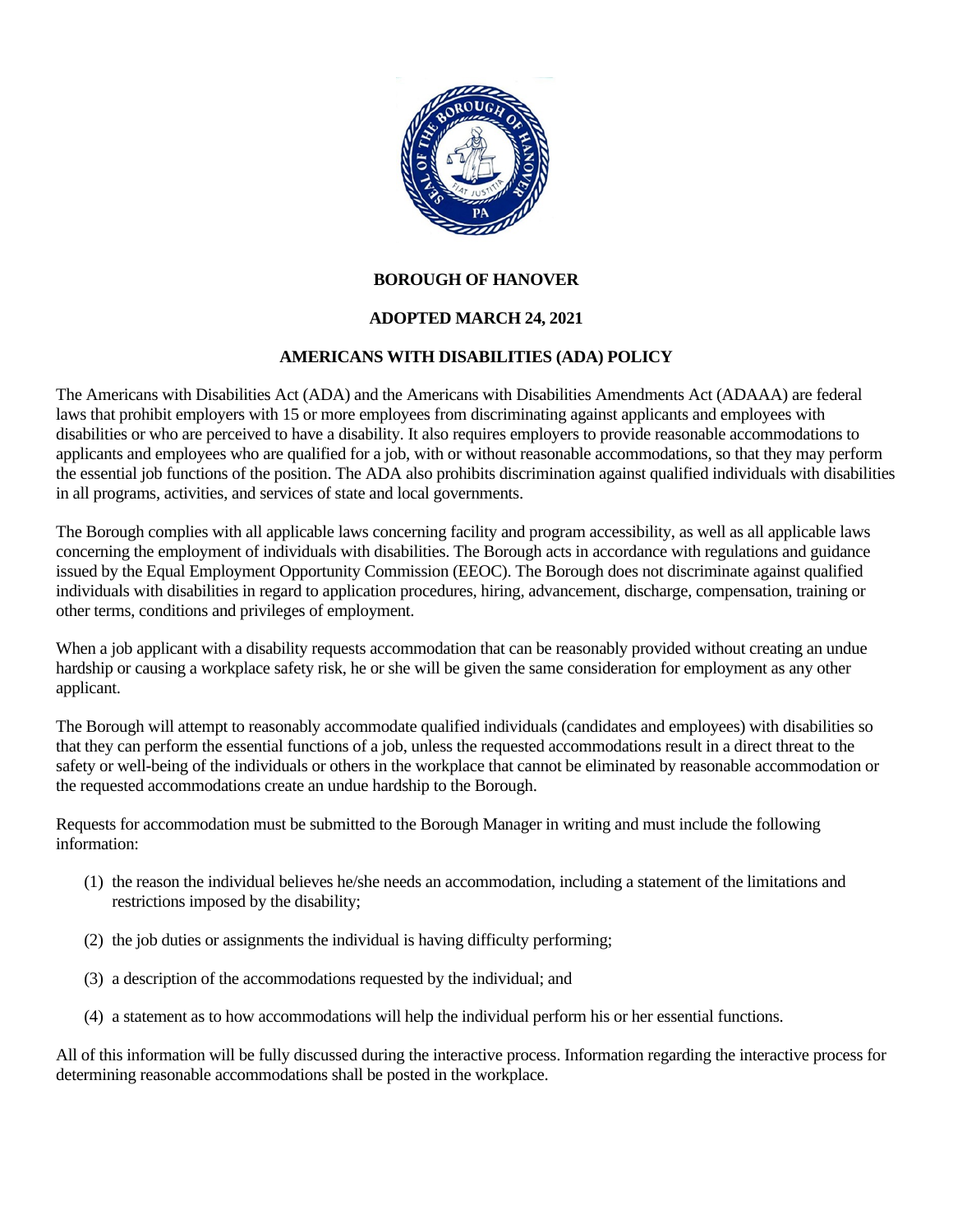**BOROUGH OF HANOVER**

**ADOPTED MARCH 24, 2021**

# AMERICANS WITH DISABILITIES (ADA) POLICY

The Americans with Disabilities Act (ADA) and the Americans with Disabilities Amendments Act (ADAAA) are federal laws that prohibit employers with 15 or more employees from discriminating against applicants and employees with disabilities or who are perceived to have a disability. It also requires employers to provide reasonable accommodations to applicants and employees who are qualified for a job, with or without reasonable accommodations, so that they may perform the essential job functions of the position. The ADA also prohibits discrimination against qualified individuals with disabilities in all programs, activities, and services of state and local governments.

The Borough complies with all applicable laws concerning facility and program accessibility, as well as all applicable laws concerning the employment of individuals with disabilities. The Borough acts in accordance with regulations and guidance issued by the Equal Employment Opportunity Commission (EEOC). The Borough does not discriminate against qualified individuals with disabilities in regard to application procedures, hiring, advancement, discharge, compensation, training or other terms, conditions and privileges of employment.

When a job applicant with a disability requests accommodation that can be reasonably provided without creating an undue hardship or causing a workplace safety risk, he or she will be given the same consideration for employment as any other applicant.

The Borough will attempt to reasonably accommodate qualified individuals (candidates and employees) with disabilities so that they can perform the essential functions of a job, unless the requested accommodations result in a direct threat to the safety or well-being of the individuals or others in the workplace that cannot be eliminated by reasonable accommodation or the requested accommodations create an undue hardship to the Borough.

Requests for accommodation must be submitted to the Borough Manager in writing and must include the following information:

(1) the reason the individual believes he/she needs an accommodation, including a statement of the limitations and restrictions imposed by the disability;

(2) the job duties or assignments the individual is having difficulty performing;

(3) a description of the accommodations requested by the individual; and

(4) a statement as to how accommodations will help the individual perform his or her essential functions.

All of this information will be fully discussed during the interactive process. Information regarding the interactive process for determining reasonable accommodations shall be posted in the workplace.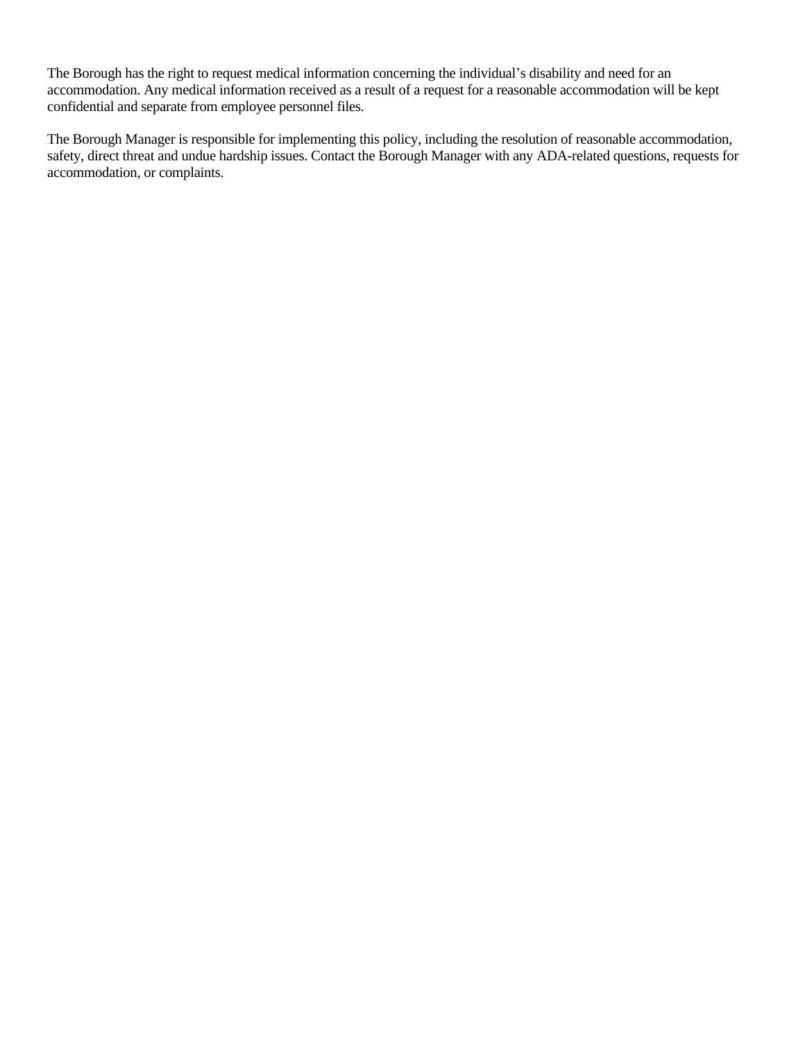The Borough has the right to request medical information concerning the individual's disability and need for an accommodation. Any medical information received as a result of a request for a reasonable accommodation will be kept confidential and separate from employee personnel files.

The Borough Manager is responsible for implementing this policy, including the resolution of reasonable accommodation, safety, direct threat and undue hardship issues. Contact the Borough Manager with any ADA-related questions, requests for accommodation, or complaints.